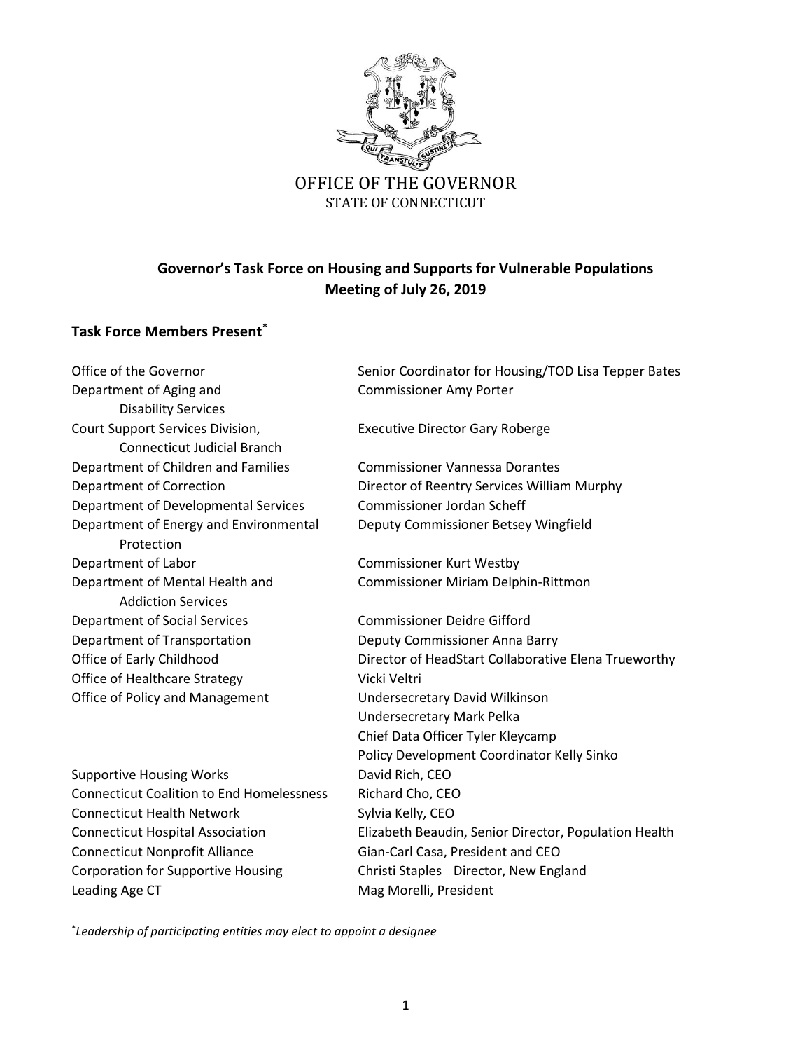OFFICE OF THE GOVERNOR
STATE OF CONNECTICUT

## Governor's Task Force on Housing and Supports for Vulnerable Populations
## Meeting of July 26, 2019

### Task Force Members Present[*]

| | |
|---|---|
| Office of the Governor | Senior Coordinator for Housing/TOD Lisa Tepper Bates |
| Department of Aging and Disability Services | Commissioner Amy Porter |
| Court Support Services Division, Connecticut Judicial Branch | Executive Director Gary Roberge |
| Department of Children and Families | Commissioner Vannessa Dorantes |
| Department of Correction | Director of Reentry Services William Murphy |
| Department of Developmental Services | Commissioner Jordan Scheff |
| Department of Energy and Environmental Protection | Deputy Commissioner Betsey Wingfield |
| Department of Labor | Commissioner Kurt Westby |
| Department of Mental Health and Addiction Services | Commissioner Miriam Delphin-Rittmon |
| Department of Social Services | Commissioner Deidre Gifford |
| Department of Transportation | Deputy Commissioner Anna Barry |
| Office of Early Childhood | Director of HeadStart Collaborative Elena Trueworthy |
| Office of Healthcare Strategy | Vicki Veltri |
| Office of Policy and Management | Undersecretary David Wilkinson |
| | Undersecretary Mark Pelka |
| | Chief Data Officer Tyler Kleycamp |
| | Policy Development Coordinator Kelly Sinko |
| Supportive Housing Works | David Rich, CEO |
| Connecticut Coalition to End Homelessness | Richard Cho, CEO |
| Connecticut Health Network | Sylvia Kelly, CEO |
| Connecticut Hospital Association | Elizabeth Beaudin, Senior Director, Population Health |
| Connecticut Nonprofit Alliance | Gian-Carl Casa, President and CEO |
| Corporation for Supportive Housing | Christi Staples Director, New England |
| Leading Age CT | Mag Morelli, President |

[*] *Leadership of participating entities may elect to appoint a designee*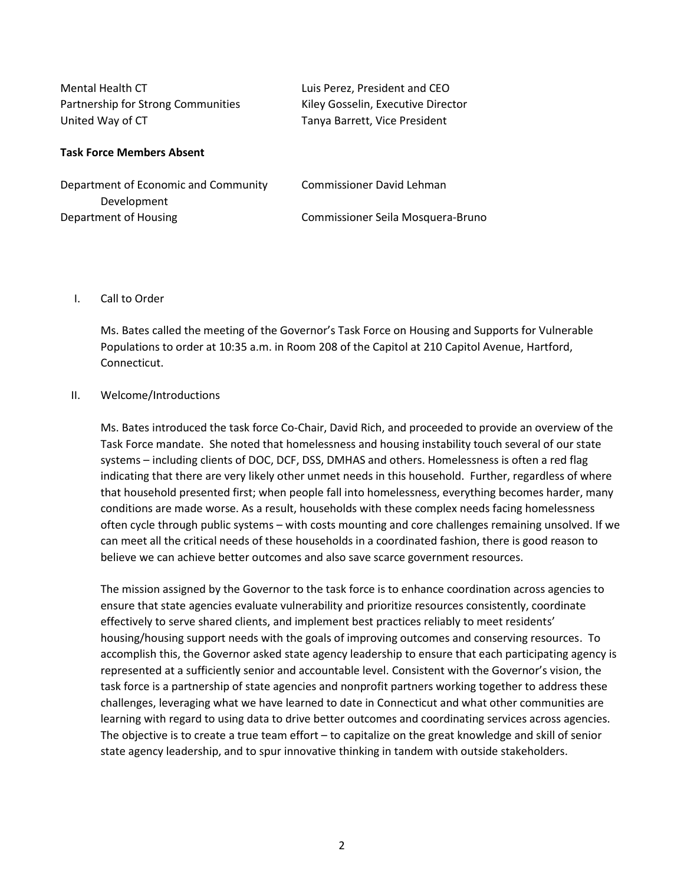| | |
|---|---|
| Mental Health CT | Luis Perez, President and CEO |
| Partnership for Strong Communities | Kiley Gosselin, Executive Director |
| United Way of CT | Tanya Barrett, Vice President |

**Task Force Members Absent**

| | |
|---|---|
| Department of Economic and Community Development | Commissioner David Lehman |
| Department of Housing | Commissioner Seila Mosquera-Bruno |

I. Call to Order

Ms. Bates called the meeting of the Governor's Task Force on Housing and Supports for Vulnerable Populations to order at 10:35 a.m. in Room 208 of the Capitol at 210 Capitol Avenue, Hartford, Connecticut.

II. Welcome/Introductions

Ms. Bates introduced the task force Co-Chair, David Rich, and proceeded to provide an overview of the Task Force mandate. She noted that homelessness and housing instability touch several of our state systems – including clients of DOC, DCF, DSS, DMHAS and others. Homelessness is often a red flag indicating that there are very likely other unmet needs in this household. Further, regardless of where that household presented first; when people fall into homelessness, everything becomes harder, many conditions are made worse. As a result, households with these complex needs facing homelessness often cycle through public systems – with costs mounting and core challenges remaining unsolved. If we can meet all the critical needs of these households in a coordinated fashion, there is good reason to believe we can achieve better outcomes and also save scarce government resources.

The mission assigned by the Governor to the task force is to enhance coordination across agencies to ensure that state agencies evaluate vulnerability and prioritize resources consistently, coordinate effectively to serve shared clients, and implement best practices reliably to meet residents' housing/housing support needs with the goals of improving outcomes and conserving resources. To accomplish this, the Governor asked state agency leadership to ensure that each participating agency is represented at a sufficiently senior and accountable level. Consistent with the Governor's vision, the task force is a partnership of state agencies and nonprofit partners working together to address these challenges, leveraging what we have learned to date in Connecticut and what other communities are learning with regard to using data to drive better outcomes and coordinating services across agencies. The objective is to create a true team effort – to capitalize on the great knowledge and skill of senior state agency leadership, and to spur innovative thinking in tandem with outside stakeholders.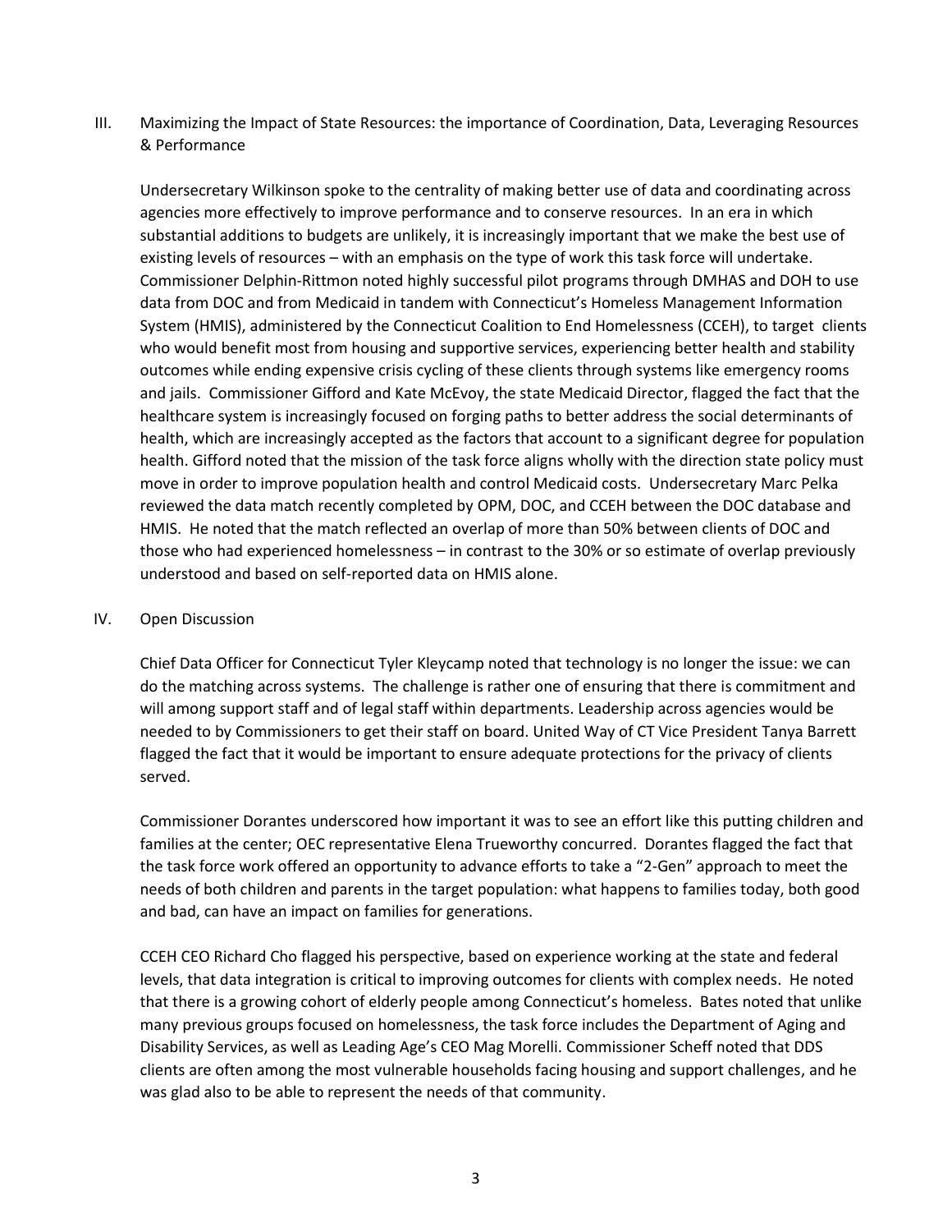## III. Maximizing the Impact of State Resources: the importance of Coordination, Data, Leveraging Resources & Performance

Undersecretary Wilkinson spoke to the centrality of making better use of data and coordinating across agencies more effectively to improve performance and to conserve resources. In an era in which substantial additions to budgets are unlikely, it is increasingly important that we make the best use of existing levels of resources – with an emphasis on the type of work this task force will undertake. Commissioner Delphin-Rittmon noted highly successful pilot programs through DMHAS and DOH to use data from DOC and from Medicaid in tandem with Connecticut's Homeless Management Information System (HMIS), administered by the Connecticut Coalition to End Homelessness (CCEH), to target clients who would benefit most from housing and supportive services, experiencing better health and stability outcomes while ending expensive crisis cycling of these clients through systems like emergency rooms and jails. Commissioner Gifford and Kate McEvoy, the state Medicaid Director, flagged the fact that the healthcare system is increasingly focused on forging paths to better address the social determinants of health, which are increasingly accepted as the factors that account to a significant degree for population health. Gifford noted that the mission of the task force aligns wholly with the direction state policy must move in order to improve population health and control Medicaid costs. Undersecretary Marc Pelka reviewed the data match recently completed by OPM, DOC, and CCEH between the DOC database and HMIS. He noted that the match reflected an overlap of more than 50% between clients of DOC and those who had experienced homelessness – in contrast to the 30% or so estimate of overlap previously understood and based on self-reported data on HMIS alone.

## IV. Open Discussion

Chief Data Officer for Connecticut Tyler Kleycamp noted that technology is no longer the issue: we can do the matching across systems. The challenge is rather one of ensuring that there is commitment and will among support staff and of legal staff within departments. Leadership across agencies would be needed to by Commissioners to get their staff on board. United Way of CT Vice President Tanya Barrett flagged the fact that it would be important to ensure adequate protections for the privacy of clients served.

Commissioner Dorantes underscored how important it was to see an effort like this putting children and families at the center; OEC representative Elena Trueworthy concurred. Dorantes flagged the fact that the task force work offered an opportunity to advance efforts to take a "2-Gen" approach to meet the needs of both children and parents in the target population: what happens to families today, both good and bad, can have an impact on families for generations.

CCEH CEO Richard Cho flagged his perspective, based on experience working at the state and federal levels, that data integration is critical to improving outcomes for clients with complex needs. He noted that there is a growing cohort of elderly people among Connecticut's homeless. Bates noted that unlike many previous groups focused on homelessness, the task force includes the Department of Aging and Disability Services, as well as Leading Age's CEO Mag Morelli. Commissioner Scheff noted that DDS clients are often among the most vulnerable households facing housing and support challenges, and he was glad also to be able to represent the needs of that community.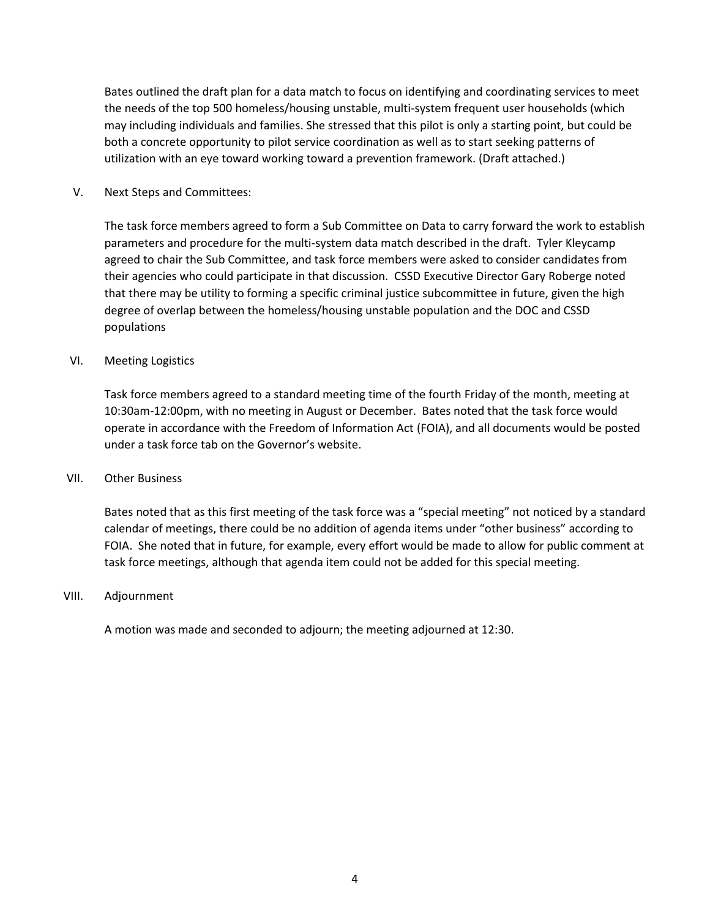Bates outlined the draft plan for a data match to focus on identifying and coordinating services to meet the needs of the top 500 homeless/housing unstable, multi-system frequent user households (which may including individuals and families. She stressed that this pilot is only a starting point, but could be both a concrete opportunity to pilot service coordination as well as to start seeking patterns of utilization with an eye toward working toward a prevention framework. (Draft attached.)

V. Next Steps and Committees:

The task force members agreed to form a Sub Committee on Data to carry forward the work to establish parameters and procedure for the multi-system data match described in the draft. Tyler Kleycamp agreed to chair the Sub Committee, and task force members were asked to consider candidates from their agencies who could participate in that discussion. CSSD Executive Director Gary Roberge noted that there may be utility to forming a specific criminal justice subcommittee in future, given the high degree of overlap between the homeless/housing unstable population and the DOC and CSSD populations

VI. Meeting Logistics

Task force members agreed to a standard meeting time of the fourth Friday of the month, meeting at 10:30am-12:00pm, with no meeting in August or December. Bates noted that the task force would operate in accordance with the Freedom of Information Act (FOIA), and all documents would be posted under a task force tab on the Governor's website.

VII. Other Business

Bates noted that as this first meeting of the task force was a "special meeting" not noticed by a standard calendar of meetings, there could be no addition of agenda items under "other business" according to FOIA. She noted that in future, for example, every effort would be made to allow for public comment at task force meetings, although that agenda item could not be added for this special meeting.

VIII. Adjournment

A motion was made and seconded to adjourn; the meeting adjourned at 12:30.